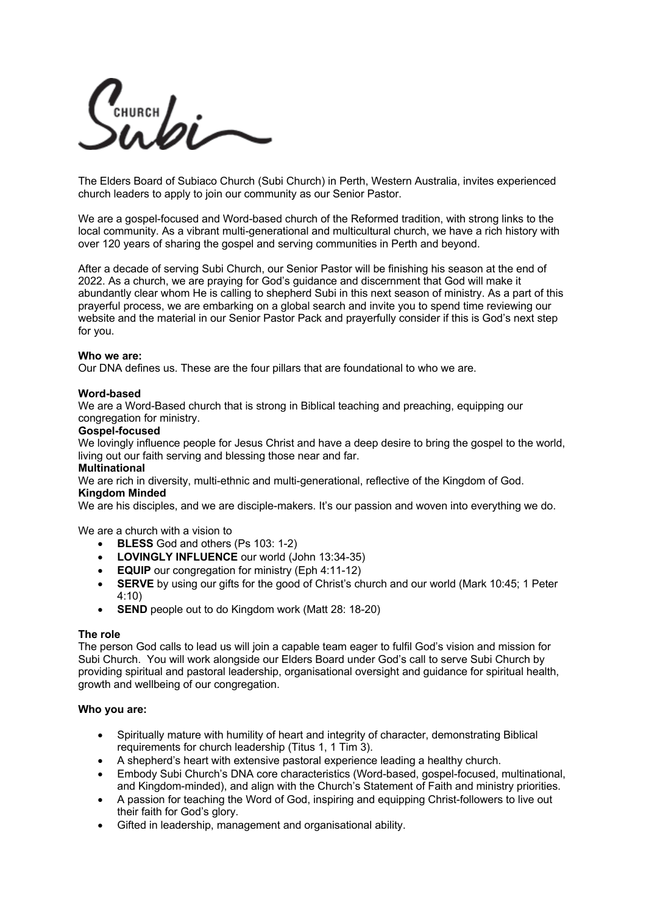The Elders Board of Subiaco Church (Subi Church) in Perth, Western Australia, invites experienced church leaders to apply to join our community as our Senior Pastor.

We are a gospel-focused and Word-based church of the Reformed tradition, with strong links to the local community. As a vibrant multi-generational and multicultural church, we have a rich history with over 120 years of sharing the gospel and serving communities in Perth and beyond.

After a decade of serving Subi Church, our Senior Pastor will be finishing his season at the end of 2022. As a church, we are praying for God's guidance and discernment that God will make it abundantly clear whom He is calling to shepherd Subi in this next season of ministry. As a part of this prayerful process, we are embarking on a global search and invite you to spend time reviewing our website and the material in our Senior Pastor Pack and prayerfully consider if this is God's next step for you.

**Who we are:**
Our DNA defines us. These are the four pillars that are foundational to who we are.

**Word-based**
We are a Word-Based church that is strong in Biblical teaching and preaching, equipping our congregation for ministry.

**Gospel-focused**
We lovingly influence people for Jesus Christ and have a deep desire to bring the gospel to the world, living out our faith serving and blessing those near and far.

**Multinational**
We are rich in diversity, multi-ethnic and multi-generational, reflective of the Kingdom of God.

**Kingdom Minded**
We are his disciples, and we are disciple-makers. It's our passion and woven into everything we do.

We are a church with a vision to

- **BLESS** God and others (Ps 103: 1-2)
- **LOVINGLY INFLUENCE** our world (John 13:34-35)
- **EQUIP** our congregation for ministry (Eph 4:11-12)
- **SERVE** by using our gifts for the good of Christ's church and our world (Mark 10:45; 1 Peter 4:10)
- **SEND** people out to do Kingdom work (Matt 28: 18-20)

**The role**
The person God calls to lead us will join a capable team eager to fulfil God's vision and mission for Subi Church. You will work alongside our Elders Board under God's call to serve Subi Church by providing spiritual and pastoral leadership, organisational oversight and guidance for spiritual health, growth and wellbeing of our congregation.

**Who you are:**

- Spiritually mature with humility of heart and integrity of character, demonstrating Biblical requirements for church leadership (Titus 1, 1 Tim 3).
- A shepherd's heart with extensive pastoral experience leading a healthy church.
- Embody Subi Church's DNA core characteristics (Word-based, gospel-focused, multinational, and Kingdom-minded), and align with the Church's Statement of Faith and ministry priorities.
- A passion for teaching the Word of God, inspiring and equipping Christ-followers to live out their faith for God's glory.
- Gifted in leadership, management and organisational ability.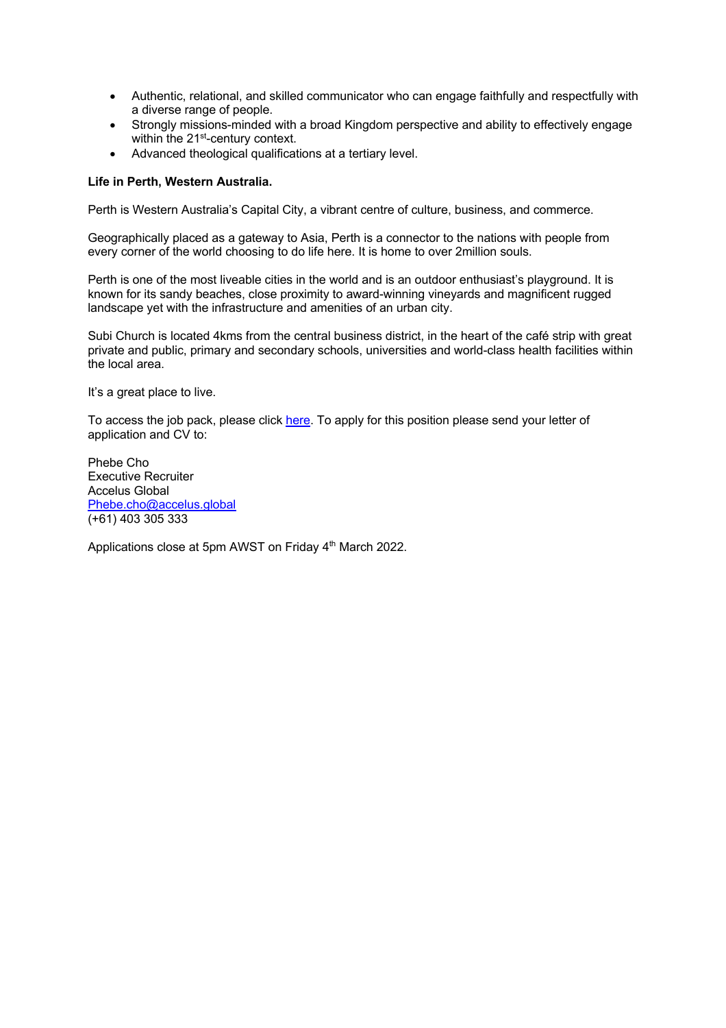- Authentic, relational, and skilled communicator who can engage faithfully and respectfully with a diverse range of people.
- Strongly missions-minded with a broad Kingdom perspective and ability to effectively engage within the 21st-century context.
- Advanced theological qualifications at a tertiary level.

**Life in Perth, Western Australia.**

Perth is Western Australia's Capital City, a vibrant centre of culture, business, and commerce.

Geographically placed as a gateway to Asia, Perth is a connector to the nations with people from every corner of the world choosing to do life here. It is home to over 2million souls.

Perth is one of the most liveable cities in the world and is an outdoor enthusiast's playground. It is known for its sandy beaches, close proximity to award-winning vineyards and magnificent rugged landscape yet with the infrastructure and amenities of an urban city.

Subi Church is located 4kms from the central business district, in the heart of the café strip with great private and public, primary and secondary schools, universities and world-class health facilities within the local area.

It's a great place to live.

To access the job pack, please click here. To apply for this position please send your letter of application and CV to:

Phebe Cho
Executive Recruiter
Accelus Global
Phebe.cho@accelus.global
(+61) 403 305 333

Applications close at 5pm AWST on Friday 4th March 2022.